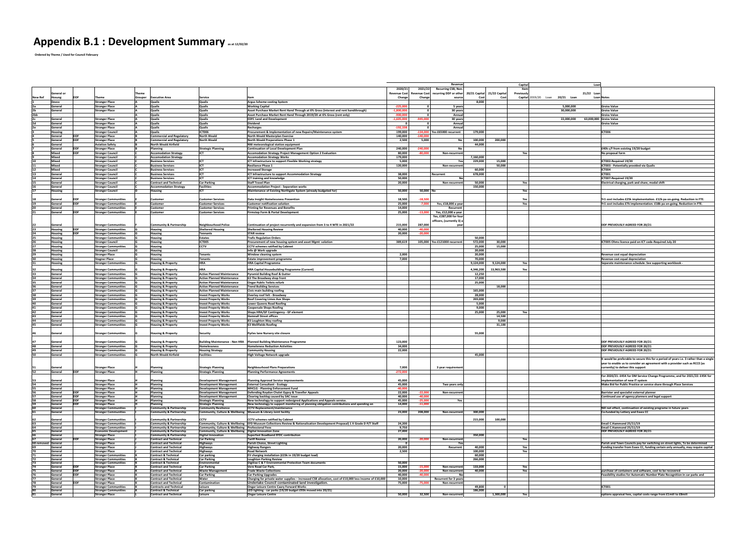# Appendix B.1 : Development Summary as at 12/02/20

**Ordered by Theme / Used for Council February**

| New Ref | General or Housing | DDF | Theme | Theme Grouper | Executive Area | Service | Item | 2020/21 Revenue Cost Change | 2021/22 Revenue Cost Change | Revenue Recurring CSB, Non-recurring DDF or other source | 20/21 Capital Cost | 21/22 Capital Cost | Capital Item Previously Capital | 2019/20 Loan | 20/21 Loan | 21/22 Loan | Notes |
|---|---|---|---|---|---|---|---|---|---|---|---|---|---|---|---|---|---|
| 1 | Devco | | Stronger Place | A | Qualis | Qualis | Argus Scheme costing System | | | | 8,000 | | | | | | |
| 2a | General | | Stronger Place | A | Qualis | Qualis | Working Capital | -235,000 | 0 | 5 years | | | | | 5,000,000 | | Gross Value |
| 2b | General | | Stronger Place | A | Qualis | Qualis | Asset Purchase Market Rent Hand Through at 6% Gross (interest and rent handthrough) | -1,800,000 | 0 | 30 years | | | | | 30,000,000 | | Gross Value |
| 2bb | | | | A | Qualis | Qualis | Asset Purchase Market Rent Hand Through 2019/20 at 6% Gross (rent only) | -900,000 | 0 | Annual | | | | | | | Gross Value |
| 2c | General | | Stronger Place | A | Qualis | Qualis | EDFC Land and Development | -1,605,000 | -945,000 | 30 years | | | | | 22,000,000 | 63,000,000 | Gross Value |
| 2d | General | | Stronger Place | A | Qualis | Qualis | Dividend | 0 | 0 | Annual | | | | | | | Gross Value |
| 2e | General | | Stronger Place | A | Qualis | Qualis | Recharges | -192,338 | 0 | Annual | | | | | | | |
| 3 | Housing | | Stronger Council | A | Qualis | ICT006 | Procurement & Implementation of new Repairs/Maintenance system | 199,000 | -134,000 | Yes £65000 recurrent | 179,000 | | | | | | ICT006 |
| 4 | General | DDF | Stronger Place | B | Commercial and Regulatory | North Weald | North Weald Masterplan Exercise | 140,000 | -140,000 | | | | | | | | |
| 5 | General | DDF | Stronger Place | B | Commercial and Regulatory | North Weald | North Weald Preperations Phase 1 | 2,500 | 5,000 | No | 100,000 | 200,000 | | | | | |
| 6 | General | | Aviation Safety | B | North Weald Airfield | | NW meteorological station equipment | | | | 44,000 | | | | | | |
| 7 | General | DDF | Stronger Place | B | Planning | Strategic Planning | Continuation of Local Development Plan | 240,000 | -240,000 | No | | | | | | | £40k c/f from existing 19/20 budget |
| 8 | Mixed | DDF | Stronger Council | C | Accomodation Strategy | ICT | Accomodation Strategy Project Management Option 2 Evaluation | 80,000 | -80,000 | Non-recurrent | | | Yes | | | | No proposal form |
| 9 | Mixed | | Stronger Council | C | Accomodation Strategy | | Accomodation Strategy Works | 179,000 | | | 7,160,000 | | | | | | |
| 10 | Mixed | | Stronger Council | C | Business Services | ICT | ICT infrastructure to support Flexible Working strategy | 5,000 | | Yes | 229,000 | 15,000 | | | | | ICT002-Required 19/20 |
| 11 | Mixed | | Stronger Council | C | Business Services | ICT | Resilience Phase 1 | 120,000 | | Non-recurrent | | 50,000 | | | | | ICT003 - Potentially provided via Qualis |
| 12 | Mixed | | Stronger Council | C | Business Services | ICT | Increased Storage | | | | 60,000 | | | | | | ICT004 |
| 13 | General | | Stronger Council | C | Business Services | ICT | ICT Infrastructure to support Accommodation Strategy | 38,000 | | Recurrent | 678,000 | | | | | | ICT001 |
| 14 | General | | Stronger Council | C | Business Services | ICT | ICT training and knowledge | 50,000 | | No | | | | | | | ICT007-Required 19/20 |
| 15 | General | | Stronger Council | C | Contract and Technical | Car Parking | Staff Travel Plan | 20,000 | | Non-recurrent | 50,000 | | Yes | | | | Electrical charging, park and share, modal shift |
| 16 | General | | Stronger Council | C | Accommodation Strategy | Facilities | Accommodation Project - Separation works | | | | 150,000 | | | | | | |
| 17 | Housing | | Stronger Council | D | Housing | ICT | Maintenance of Existing Northgate System (already budgeted for) | 50,000 | 50,000 No | | | | Yes | | | | |
| 18 | General | DDF | Stronger Communities | E | Customer | Customer Services | Data Insight Homelessness Prevention | 18,500 | -18,500 | | | | Yes | | | | Yr1 cost includes £25k implementation. £12k pa on-going. Reduction in FTE. |
| 19 | General | DDF | Stronger Communities | E | Customer | Customer Services | Customer notification solution | 25,000 | -7,000 | Yes, £18,000 a year | | | Yes | | | | Yr1 cost includes £7k implementation. £18k pa on-going. Reduction in FTE. |
| 20 | General | | Stronger Communities | E | Customer | Customer Services | Printing for Revenues and Benefits | 14,000 | | Recurrent | | | | | | | |
| 21 | General | DDF | Stronger Communities | E | Customer | Customer Services | Firmstep Form & Portal Development | 25,000 | -13,000 | Yes, £12,000 a year | | | | | | | |
| 22 | General | | Stronger Communities | F | Community & Partnership | Neighbourhood Police | Continuation of project recurrently and expansion from 3 to 4 WTE in 2021/22 | 215,000 | 287,000 | Yes, £287,000 for four officers, (currently 3) a year | | | | | | | DDF PREVIOUSLY AGREED FOR 20/21 |
| 23 | Housing | DDF | Stronger Communities | G | Housing | Sheltered Housing | Sheltered Housing Review | 40,000 | -40,000 | | | | | | | | |
| 24 | Housing | DDF | Stronger Communities | G | Housing | Tennants | STAR review | 20,000 | -20,000 | | | | | | | | |
| 25 | Housing | | Stronger Communities | G | Housing | Estates | Trafic Regulation Orders | | | | 50,000 | | | | | | |
| 26 | Housing | | Stronger Council | G | Housing | ICT005 | Procurement of new housing system and asset Mgmt solution | 389,619 | 105,000 | Yes £121000 recurrent | 572,000 | 30,000 | | | | | ICT005 Ohms licence paid on ICT code-Required July 20 |
| 27 | Housing | | Stronger Communities | G | Housing | CCTV | CCTV schemes ratified by Cabinet | | | | 25,000 | 15,000 | | | | | |
| 28 | Housing | | Stronger Council | G | Housing | | Info @ Work upgrade | | | | 20,000 | | | | | | |
| 29 | Housing | | Stronger Place | G | Housing | Tenants | Window cleaning system | 2,000 | | | 20,000 | | | | | | Revenue cost equal depreciation |
| 30 | Housing | | Stogner Place | G | Housing | Tenants | Estate improvement programme | 7,000 | | | 70,000 | | | | | | Revenue cost equal depreciation |
| 31 | Housing | | Stronger Communities | G | Housing & Property | HRA | HRA Capital Programme | | | | 9,124,000 | 9,124,000 | Yes | | | | Separate maintenance schedule. See supporting workbook - |
| 32 | Housing | | Stronger Communities | G | Housing & Property | HRA | HRA Capital Housebuilding Programme (Current) | | | | 4,346,200 | 13,963,500 | Yes | | | | |
| 33 | General | | Stronger Communities | G | Housing & Property | Active Planned Maintenance | Pyramid Building Roof & Gutter | | | | 12,250 | | | | | | |
| 34 | General | | Stronger Communities | G | Housing & Property | Active Planned Maintenance | 63 The Broadway shop front | | | | 17,000 | | | | | | |
| 35 | General | | Stronger Communities | G | Housing & Property | Active Planned Maintenance | Ongar Public Toilets refurb | | | | 25,000 | | | | | | |
| 36 | General | | Stronger Communities | G | Housing & Property | Active Planned Maintenance | Trend Building Services | | | | | 18,000 | | | | | |
| 37 | General | | Stronger Communities | G | Housing & Property | Active Planned Maintenance | Civic main building roofing | | | | 165,000 | | | | | | |
| 38 | General | | Stronger Communities | G | Housing & Property | Invest Property Works | Overlay roof felt - Broadway | | | | 28,000 | | | | | | |
| 39 | General | | Stronger Communities | G | Housing & Property | Invest Property Works | Roof Covering Limes Ave Shops | | | | 209,000 | | | | | | |
| 40 | General | | Stronger Communities | G | Housing & Property | Invest Property Works | Lower Queens Road Roofing | | | | 5,000 | | | | | | |
| 41 | General | | Stronger Communities | G | Housing & Property | Invest Property Works | Coopersale Shops Roofing | | | | 9,000 | | | | | | |
| 42 | General | | Stronger Communities | G | Housing & Property | Invest Property Works | Shops HRA/GF Contingency - GF element | | | | 25,000 | 25,000 | Yes | | | | |
| 43 | General | | Stronger Communities | G | Housing & Property | Invest Property Works | Hemnall Street offices | | | | | 14,500 | | | | | |
| 44 | General | | Stronger Communities | G | Housing & Property | Invest Property Works | 83 Loughton Way roofing | | | | | 9,000 | | | | | |
| 45 | General | | Stronger Communities | G | Housing & Property | Invest Property Works | 63 Wellfields Roofing | | | | | 31,100 | | | | | |
| 46 | General | | Stronger Communities | G | Housing & Property | Security | Pyrles lane Nursery site closure | | | | 55,000 | | | | | | |
| 47 | General | | Stronger Communities | G | Housing & Property | Building Maintenance - Non HRA | Planned Building Maintenance Programme | 123,000 | | | | | | | | | DDF PREVIOUSLY AGREED FOR 20/21 |
| 48 | General | | Stronger Communities | G | Housing & Property | Homelessness | Homelessness Reduction Activities | 34,000 | | | | | | | | | DDF PREVIOUSLY AGREED FOR 20/21 |
| 49 | General | | Stronger Communities | G | Housing & Property | Housing Strategy | Community Housing | 22,000 | | | | | | | | | DDF PREVIOUSLY AGREED FOR 20/21 |
| 50 | General | | Stronger Communities | G | North Weald Airfield | Facilities | High Voltage Network upgrade | | | | 45,000 | | | | | | |
| 51 | General | | Stronger Place | H | Planning | Strategic Planning | Neighbourhood Plans Preparations | 7,000 | | 3 year requirement | | | | | | | It would be preferable to secure this for a period of years i.e. 3 rather than a single year to enable us to consider an agreement with a provider such as RCCE (as currently) to deliver this support |
| 52 | General | DDF | Stronger Place | H | Planning | Strategic Planning | Planning Performance Agreements | -272,000 | | | | | | | | | |
| 53 | General | | Stronger Place | H | Planning | Development Management | Planning Approval Service improvements | 45,000 | | | | | | | | | For 2020/21: £45K for DM Service Change Programme, and for 2021/22: £45K for implementation of new IT system |
| 54 | General | | Stronger Place | H | Planning | Development Management | External Consultant - Ecology | 45,000 | | Two years only | | | | | | | Make Bid for Public Practice or service share through Place Services |
| 55 | General | | Stronger Place | H | Planning | Development Management | MHCLG - Planning Enforcement Fund | -40,000 | | | | | | | | | |
| 56 | General | DDF | Stronger Place | H | Planning | Development Management | Defending Roydon Chalet Gypsy & Traveller Appeals | 22,000 | -22,000 | Non-recurrent | | | | | | | Barrister and specialist external planner |
| 57 | General | DDF | Stronger Place | H | Planning | Development Management | Clearing backlog caused by SAC issue | 40,000 | -40,000 | | | | | | | | Continued use of agency planners and legal support |
| 58 | General | DDF | Stronger Place | H | Planning | Strategic Planning | New technology to support redesigned Applications and Appeals service. | 45,000 | -25,000 | Yes | | | | | | | |
| 59 | General | DDF | Stronger Place | H | Planning | Strategic Planning | New technology to support monitoring of planning obligation contributions and spending on | 14,000 | -11,000 | | | | | | | | |
| 60 | General | | Stronger Communities | I | Community & Partnership | Community Resilience | CCTV Replacement/maintenance | | | | | | | | | | Nill net effect, continuation of existing programe in future years |
| 61 | General | | Stronger Communities | I | Community & Partnership | Community, Culture & Wellbeing | Museum & Library joint facility | 23,000 | 208,000 | Non-recurrent | 300,000 | | | | | | Co-funded by Lottery and Essex CC |
| 62 | General | | Stronger Communities | I | Community & Partnership | CCTV | CCTV schemes ratified by Cabinet | | | | 215,000 | 100,000 | | | | | |
| 63 | General | | Stronger Communities | I | Community & Partnership | Community, Culture & Wellbeing | EFD Museum Collections Review & Rationalisation Development Proposal) 1 X Grade D P/T Staff | 24,200 | | | | | | | | | Email C.Hammond 25/11/19 |
| 64 | General | | Stronger Communities | I | Community & Partnership | Community, Culture & Wellbeing | Professional Fees | 9,750 | | | | | | | | | Email C.Hammond 25/11/19 |
| 65 | General | | Economic Development | I | Community & Partnership | Community, Culture & Wellbeing | Digital Innovation Zone | 27,000 | | | | | | | | | DDF PREVIOUSLY AGREED FOR 20/21 |
| 66 | General | | Stronger Place | J | Community & Partnership | Digital Innovation | Superfast Boadband EFDC contribution | | | | 350,000 | | | | | | |
| 67 | General | DDF | Stronger Place | J | Contract and Technical | Car Parking | Tariff Review | 20,000 | -20,000 | Non-recurrent | | | Yes | | | | |
| 68 removed | General | | Stronger Place | J | Contract and Technical | Highways | Parish Choice, Street Lighting | 0 | | Yes | | | | | | | Parish and Town Councils pay for switching on street lights, To be determined |
| 69 | General | | Stronger Place | J | Contract and Technical | Highways | Highway Rangers | 20,000 | | Recurrent | 40,000 | | Yes | | | | Funding transfer from Essex CC, funding certain only annually, may require capital |
| 70 | General | | Stronger Place | J | Contract and Technical | Highways | Road Network | 2,500 | | | 100,000 | | Yes | | | | |
| 71 | General | | Stronger Communities | K | Contract & Technical | Car parking | EV charging installation (£23k in 19/20 budget load) | | | | 60,000 | | | | | | |
| 72 | General | | Stronger Communities | K | Contract & Technical | Car Parking | Loughton Parking Review | | | | 266,000 | | | | | | |
| 73 | General | | Stronger Communities | K | Contract & Technical | Environmental | Digitise C & T Environmental Protection Team documents | 50,000 | | | | | | | | | |
| 74 | General | DDF | Stronger Place | K | Contract and Technical | Car Parking | Vere Road Car Park, | 15,000 | -15,000 | Non-recurrent | 133,000 | | Yes | | | | |
| 75 | General | DDF | Stronger Place | K | Contract and Technical | Waste Management | Trade Waste Collections | 20,000 | -20,000 | Non-recurrent | 40,000 | | Yes | | | | purchase of containers and software, cost to be recovered |
| 76 | General | DDF | Stronger Place | K | Contract and Technical | Car Parking | Car Parking Upgrades | 40,000 | -40,000 | No | | | | | | | Feasibility studies for Automatic Number Plate Recognition in car parks and |
| 77 | General | | Stronger Place | K | Contract and Technical | Water | Charging for private water supplies – increased CSB allocation, cost of £10,000 less income of £10,000 | 10,000 | | Recurrent for 3 years | | | | | | | |
| 78 | General | DDF | Stronger Place | K | Contract and Technical | Contamination | Undertake Council contaminated land investigation. | 75,000 | -75,000 | Non-recurrent | | | | | | | |
| 79 | General | | Stronger Communities | K | Contracts and Technical | Leisure | Ongar Leisure Centre Carry Forward Works | | | | 49,800 | 0 | | | | | ICT001 |
| 80 | General | | Stronger Communities | K | Contract & Technical | Car parking | LED lighting - car parks (19/20 budget £93k moved into 20/21) | | | | 186,000 | | | | | | |
| 81 | General | | Stronger Place | L | Contract and Technical | Leisure | Ongar Leisure Centre | 50,000 | 32,500 | Non-recurrent | | 1,300,000 | Yes | | | | options appraisal fees, capital costs range from £1mill to £8mill |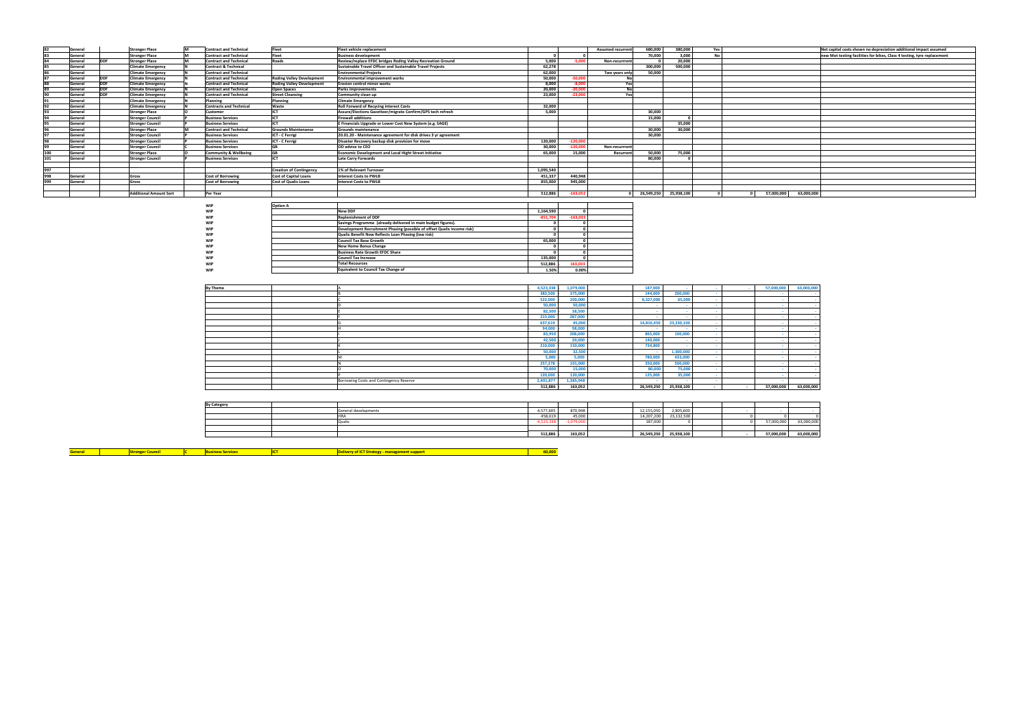| | | | | | | | | | | | | | | | | | | | |
|---|---|---|---|---|---|---|---|---|---|---|---|---|---|---|---|---|---|---|---|
| 82 | General | | Stronger Place | M | Contract and Technical | Fleet | Fleet vehicle replacement | | | Assumed recurrent | 680,000 | 380,000 | Yes | | | | | Net capital costs shown no depreciation additional impact assumed |
| 83 | General | | Stronger Place | M | Contract and Technical | Fleet | Business development | 0 | 0 | | 70,000 | 3,000 | No | | | | | new Mot testing facilities for bikes, Class 4 testing, tyre replacement |
| 84 | General | DDF | Stronger Place | M | Contract and Technical | Roads | Review/replace EFDC bridges Roding Valley Recreation Ground | 5,000 | -5,000 | Non-recurrent | 0 | 20,000 | | | | | | |
| 85 | General | | Climate Emergency | N | Contract & Technical | | Sustainable Travel Officer and Sustainable Travel Projects | 62,278 | | | 300,000 | 500,000 | | | | | | |
| 86 | General | | Climate Emergency | N | Contract and Technical | | Environmental Projects | 62,000 | | Two years only | 50,000 | | | | | | | |
| 87 | General | DDF | Climate Emergency | N | Contract and Technical | Roding Valley Development | Environmental improvement works | 50,000 | -50,000 | No | | | | | | | | |
| 88 | General | DDF | Climate Emergency | N | Contract and Technical | Roding Valley Development | Erosion control minor works | 8,000 | -8,000 | Yes | | | | | | | | |
| 89 | General | DDF | Climate Emergency | N | Contract and Technical | Open Spaces | Parks improvements | 20,000 | -20,000 | No | | | | | | | | |
| 90 | General | DDF | Climate Emergency | N | Contract and Technical | Street Cleansing | Community clean up | 23,000 | -23,000 | Yes | | | | | | | | |
| 91 | General | | Climate Emergency | N | Planning | Planning | Climate Emergency | | | | | | | | | | | |
| 92 | General | | Climate Emergency | N | Contracts and Technical | Waste | Roll Forward of Recycing Interest Costs | 32,000 | | | | | | | | | | |
| 93 | General | | Stronger Place | O | Customer | ICT | Assure/Elections Gazetteer/migrate Confirm/GPS tech refresh | 5,000 | | | 30,000 | | | | | | | |
| 94 | General | | Stronger Council | P | Business Services | ICT | Firewall additions | | | | 15,000 | 0 | | | | | | |
| 95 | General | | Stronger Council | P | Business Services | ICT | E Financials Upgrade or Lower Cost New System (e.g. SAGE) | | | | | 35,000 | | | | | | |
| 96 | General | | Stronger Place | M | Contract and Technical | Grounds Maintenance | Grounds maintenance | | | | 30,000 | 30,000 | | | | | | |
| 97 | General | | Stronger Council | P | Business Services | ICT - C Ferrigi | 20.01.20 - Maintenance agreement for disk drives 3 yr agreement | | | | 30,000 | | | | | | | |
| 98 | General | | Stronger Council | P | Business Services | ICT - C Ferrigi | Disaster Recovery backup disk provision for move | 120,000 | -120,000 | | | | | | | | | |
| 99 | General | | Stronger Council | C | Business Services | GB | OD advice to CEO | 30,000 | -120,000 | Non-recurrent | | | | | | | | |
| 100 | General | | Stronger Place | O | Community & Wellbeing | GB | Economic Development and Local Hight Street Initiative | 65,000 | 15,000 | Recurrent | 50,000 | 75,000 | | | | | | |
| 101 | General | | Stronger Council | P | Business Services | ICT | Late Carry Forwards | | | | 80,000 | 0 | | | | | | |
| | | | | | | | | | | | | | | | | | | |
| 997 | | | | | | Creation of Contingency | 1% of Relevant Turnover | 1,095,540 | | | | | | | | | | |
| 998 | General | | Gross | | Cost of Borrowing | Cost of Capital Loans | Interest Costs to PWLB | 451,337 | 440,948 | | | | | | | | | |
| 999 | General | | Gross | | Cost of Borrowing | Cost of Qualis Loans | Interest Costs to PWLB | 855,000 | 945,000 | | | | | | | | | |
| | | | | | | | | | | | | | | | | | | |
| | | | Additional Amount Sort | | Per Year | | | 512,886 | -163,052 | 0 | 26,549,250 | 25,938,100 | 0 | 0 | | 57,000,000 | 63,000,000 | |

| | | | | |
|---|---|---|---|---|
| WIP | Option A | | | |
| WIP | | New DDF | 1,164,590 | 0 |
| WIP | | Replenishment of DDF | -851,704 | -163,033 |
| WIP | | Savings Programme (already delivered in main budget figures). | 0 | 0 |
| WIP | | Development Recruitment Phasing (possible of offset Qualis income risk) | 0 | 0 |
| WIP | | Qualis Benefit Now Reflects Loan Phasing (low risk) | 0 | 0 |
| WIP | | Council Tax Base Growth | 65,000 | 0 |
| WIP | | New Home Bonus Change | 0 | 0 |
| WIP | | Business Rate Growth EFDC Share | 0 | 0 |
| WIP | | Council Tax Increase | 135,000 | 0 |
| WIP | | Total Recources | 512,886 | 163,033 |
| WIP | | Equivalent to Council Tax Change of | 1.50% | 0.00% |

| | | | | | | | | | | |
|---|---|---|---|---|---|---|---|---|---|---|
| By Theme | A | 4,523,338 | 1,079,000 | 187,000 | - | - | - | 57,000,000 | 63,000,000 |
| | B | 382,500 | 375,000 | 144,000 | 200,000 | - | | - | - |
| | C | 522,000 | 200,000 | 8,327,000 | 65,000 | - | | - | - |
| | D | 50,000 | 50,000 | - | - | - | | - | - |
| | E | 82,500 | 38,500 | - | - | - | | - | - |
| | F | 215,000 | 287,000 | - | - | - | | - | - |
| | G | 637,619 | 45,000 | 14,816,450 | 23,230,100 | - | | - | - |
| | H | 94,000 | 98,000 | - | - | - | | - | - |
| | I | 83,950 | 208,000 | 865,000 | 100,000 | - | | - | - |
| | J | 42,500 | 20,000 | 140,000 | - | - | | - | - |
| | K | 210,000 | 150,000 | 734,800 | - | - | | - | - |
| | L | 50,000 | 32,500 | - | 1,300,000 | - | | - | - |
| | M | 5,000 | 5,000 | 780,000 | 433,000 | - | | - | - |
| | N | 257,278 | 103,000 | 350,000 | 500,000 | - | | - | - |
| | O | 70,000 | 15,000 | 80,000 | 75,000 | - | | - | - |
| | P | 120,000 | 120,000 | 125,000 | 35,000 | - | | - | - |
| | Borrowing Costs and Contingency Reserve | 2,401,877 | 1,385,948 | - | - | - | | - | - |
| | | 512,886 | 163,052 | 26,549,250 | 25,938,100 | - | - | 57,000,000 | 63,000,000 |

| | | | | | | | | | |
|---|---|---|---|---|---|---|---|---|---|
| By Category | | | | | | | | | |
| | General developments | 4,577,605 | 870,948 | 12,155,050 | 2,805,600 | - | - | - | - |
| | HRA | 458,619 | 45,000 | 14,207,200 | 23,132,500 | | 0 | 0 | 0 |
| | Qualis | -4,523,338 | -1,079,000 | 187,000 | 0 | | 0 | 57,000,000 | 63,000,000 |
| | | | | | | | | | |
| | | 512,886 | 163,052 | 26,549,250 | 25,938,100 | | - | 57,000,000 | 63,000,000 |

| | | | | | | |
|---|---|---|---|---|---|---|
| General | Stronger Council | C | Business Services | ICT | Delivery of ICT Strategy - management support | 60,000 |